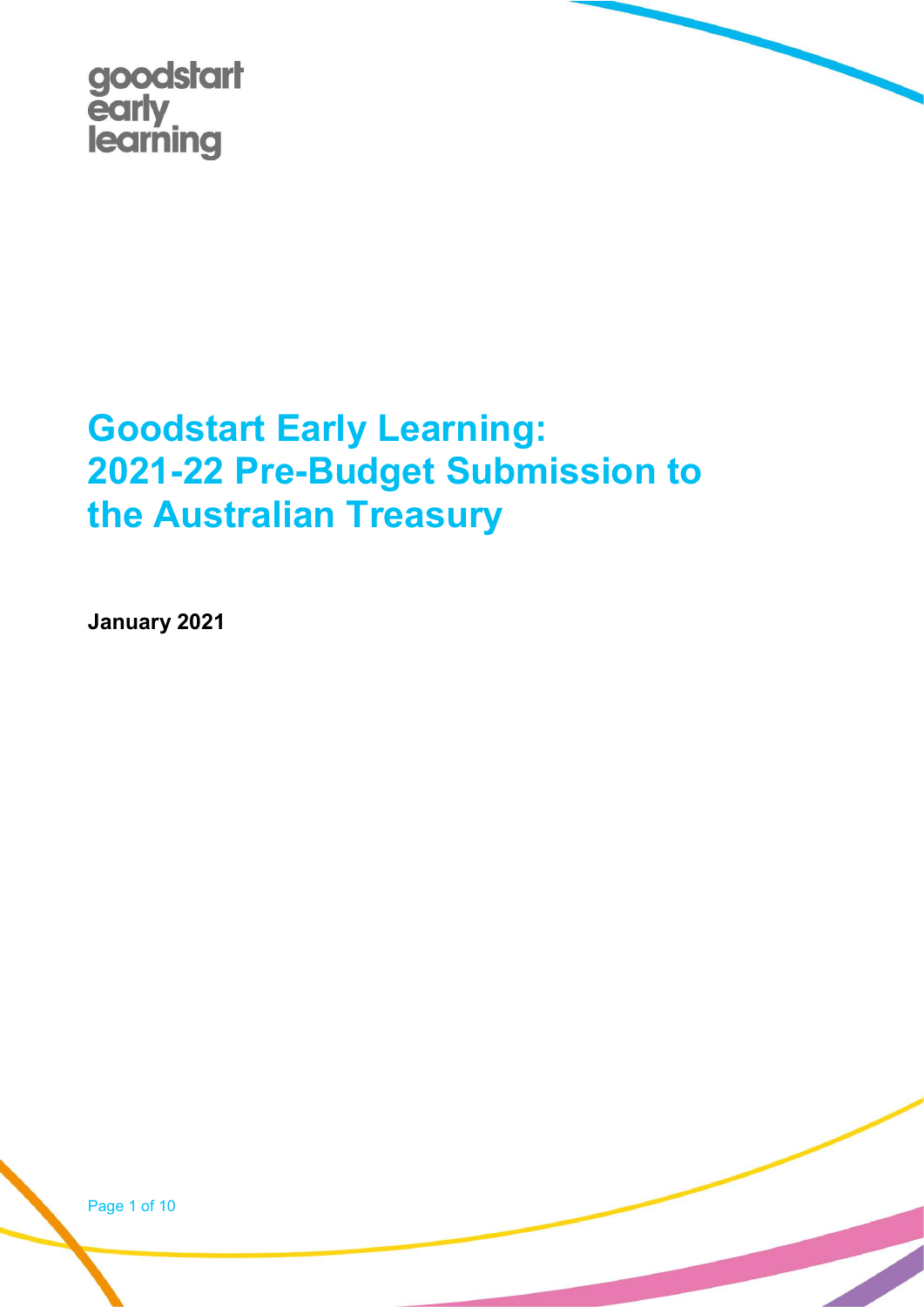goodstart early learning

# Goodstart Early Learning: 2021-22 Pre-Budget Submission to the Australian Treasury

**January 2021**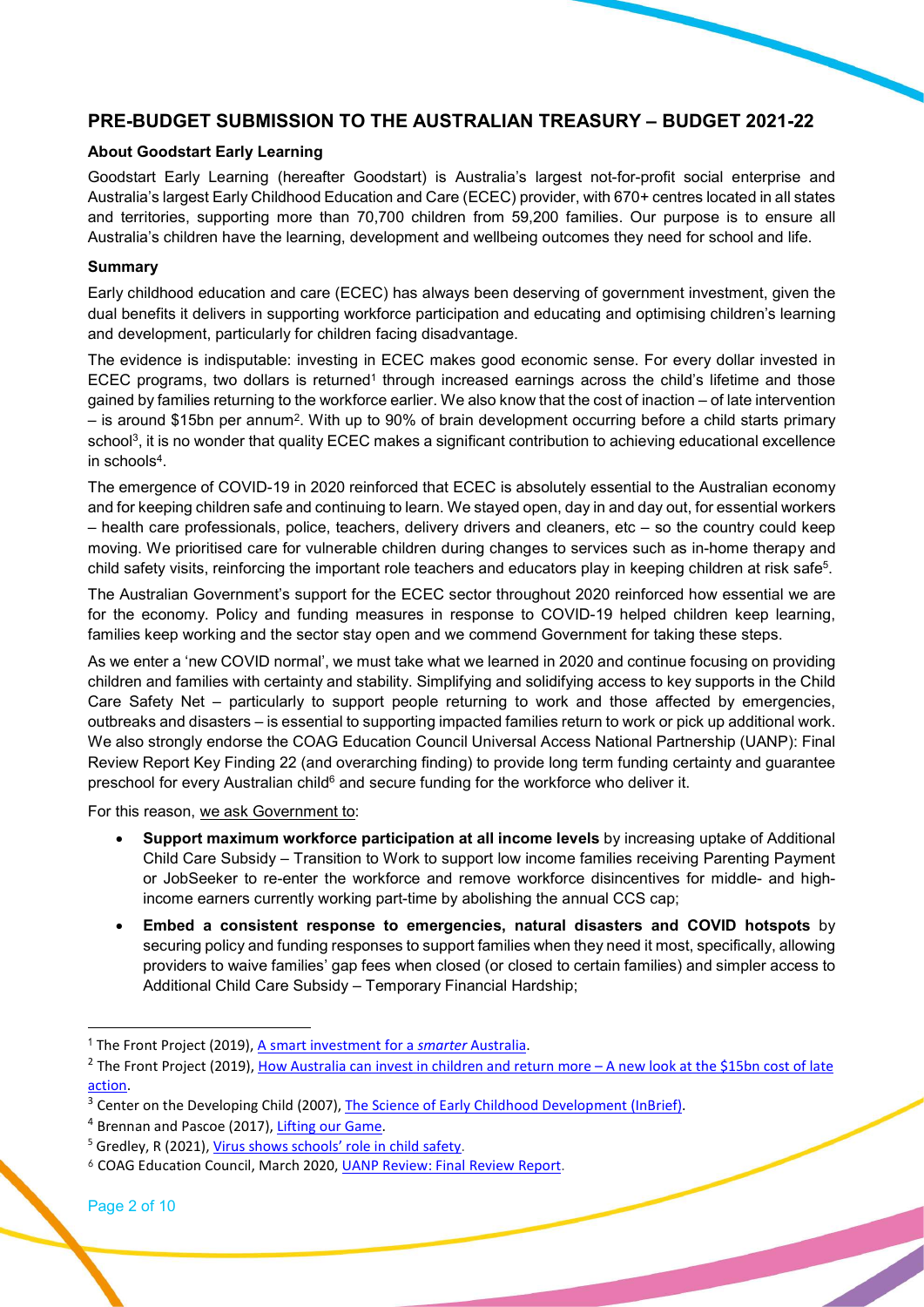## PRE-BUDGET SUBMISSION TO THE AUSTRALIAN TREASURY – BUDGET 2021-22

### About Goodstart Early Learning

Goodstart Early Learning (hereafter Goodstart) is Australia's largest not-for-profit social enterprise and Australia's largest Early Childhood Education and Care (ECEC) provider, with 670+ centres located in all states and territories, supporting more than 70,700 children from 59,200 families. Our purpose is to ensure all Australia's children have the learning, development and wellbeing outcomes they need for school and life.

### Summary

Early childhood education and care (ECEC) has always been deserving of government investment, given the dual benefits it delivers in supporting workforce participation and educating and optimising children's learning and development, particularly for children facing disadvantage.

The evidence is indisputable: investing in ECEC makes good economic sense. For every dollar invested in ECEC programs, two dollars is returned[1] through increased earnings across the child's lifetime and those gained by families returning to the workforce earlier. We also know that the cost of inaction – of late intervention – is around $15bn per annum[2]. With up to 90% of brain development occurring before a child starts primary school[3], it is no wonder that quality ECEC makes a significant contribution to achieving educational excellence in schools[4].

The emergence of COVID-19 in 2020 reinforced that ECEC is absolutely essential to the Australian economy and for keeping children safe and continuing to learn. We stayed open, day in and day out, for essential workers – health care professionals, police, teachers, delivery drivers and cleaners, etc – so the country could keep moving. We prioritised care for vulnerable children during changes to services such as in-home therapy and child safety visits, reinforcing the important role teachers and educators play in keeping children at risk safe[5].

The Australian Government's support for the ECEC sector throughout 2020 reinforced how essential we are for the economy. Policy and funding measures in response to COVID-19 helped children keep learning, families keep working and the sector stay open and we commend Government for taking these steps.

As we enter a 'new COVID normal', we must take what we learned in 2020 and continue focusing on providing children and families with certainty and stability. Simplifying and solidifying access to key supports in the Child Care Safety Net – particularly to support people returning to work and those affected by emergencies, outbreaks and disasters – is essential to supporting impacted families return to work or pick up additional work. We also strongly endorse the COAG Education Council Universal Access National Partnership (UANP): Final Review Report Key Finding 22 (and overarching finding) to provide long term funding certainty and guarantee preschool for every Australian child[6] and secure funding for the workforce who deliver it.

For this reason, we ask Government to:

- **Support maximum workforce participation at all income levels** by increasing uptake of Additional Child Care Subsidy – Transition to Work to support low income families receiving Parenting Payment or JobSeeker to re-enter the workforce and remove workforce disincentives for middle- and high-income earners currently working part-time by abolishing the annual CCS cap;
- **Embed a consistent response to emergencies, natural disasters and COVID hotspots** by securing policy and funding responses to support families when they need it most, specifically, allowing providers to waive families' gap fees when closed (or closed to certain families) and simpler access to Additional Child Care Subsidy – Temporary Financial Hardship;

---

[1] The Front Project (2019), A smart investment for a *smarter* Australia.

[2] The Front Project (2019), How Australia can invest in children and return more – A new look at the $15bn cost of late action.

[3] Center on the Developing Child (2007), The Science of Early Childhood Development (InBrief).

[4] Brennan and Pascoe (2017), Lifting our Game.

[5] Gredley, R (2021), Virus shows schools' role in child safety.

[6] COAG Education Council, March 2020, UANP Review: Final Review Report.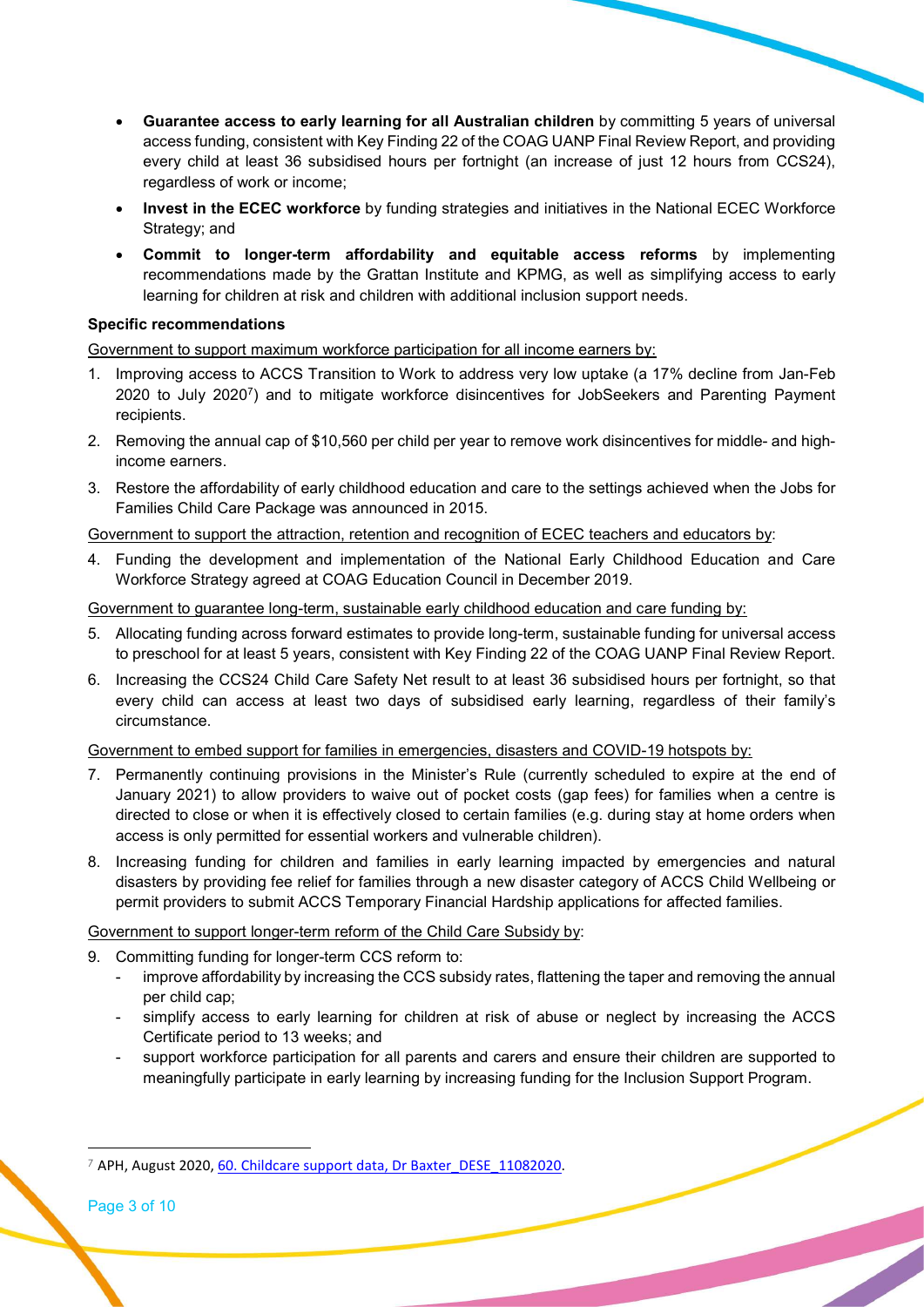- **Guarantee access to early learning for all Australian children** by committing 5 years of universal access funding, consistent with Key Finding 22 of the COAG UANP Final Review Report, and providing every child at least 36 subsidised hours per fortnight (an increase of just 12 hours from CCS24), regardless of work or income;
- **Invest in the ECEC workforce** by funding strategies and initiatives in the National ECEC Workforce Strategy; and
- **Commit to longer-term affordability and equitable access reforms** by implementing recommendations made by the Grattan Institute and KPMG, as well as simplifying access to early learning for children at risk and children with additional inclusion support needs.

**Specific recommendations**

<u>Government to support maximum workforce participation for all income earners by:</u>

1. Improving access to ACCS Transition to Work to address very low uptake (a 17% decline from Jan-Feb 2020 to July 2020[7]) and to mitigate workforce disincentives for JobSeekers and Parenting Payment recipients.
2. Removing the annual cap of $10,560 per child per year to remove work disincentives for middle- and high-income earners.
3. Restore the affordability of early childhood education and care to the settings achieved when the Jobs for Families Child Care Package was announced in 2015.

<u>Government to support the attraction, retention and recognition of ECEC teachers and educators by</u>:

4. Funding the development and implementation of the National Early Childhood Education and Care Workforce Strategy agreed at COAG Education Council in December 2019.

<u>Government to guarantee long-term, sustainable early childhood education and care funding by:</u>

5. Allocating funding across forward estimates to provide long-term, sustainable funding for universal access to preschool for at least 5 years, consistent with Key Finding 22 of the COAG UANP Final Review Report.
6. Increasing the CCS24 Child Care Safety Net result to at least 36 subsidised hours per fortnight, so that every child can access at least two days of subsidised early learning, regardless of their family's circumstance.

<u>Government to embed support for families in emergencies, disasters and COVID-19 hotspots by:</u>

7. Permanently continuing provisions in the Minister's Rule (currently scheduled to expire at the end of January 2021) to allow providers to waive out of pocket costs (gap fees) for families when a centre is directed to close or when it is effectively closed to certain families (e.g. during stay at home orders when access is only permitted for essential workers and vulnerable children).
8. Increasing funding for children and families in early learning impacted by emergencies and natural disasters by providing fee relief for families through a new disaster category of ACCS Child Wellbeing or permit providers to submit ACCS Temporary Financial Hardship applications for affected families.

<u>Government to support longer-term reform of the Child Care Subsidy by</u>:

9. Committing funding for longer-term CCS reform to:
   - improve affordability by increasing the CCS subsidy rates, flattening the taper and removing the annual per child cap;
   - simplify access to early learning for children at risk of abuse or neglect by increasing the ACCS Certificate period to 13 weeks; and
   - support workforce participation for all parents and carers and ensure their children are supported to meaningfully participate in early learning by increasing funding for the Inclusion Support Program.

---

[7] APH, August 2020, 60. Childcare support data, Dr Baxter_DESE_11082020.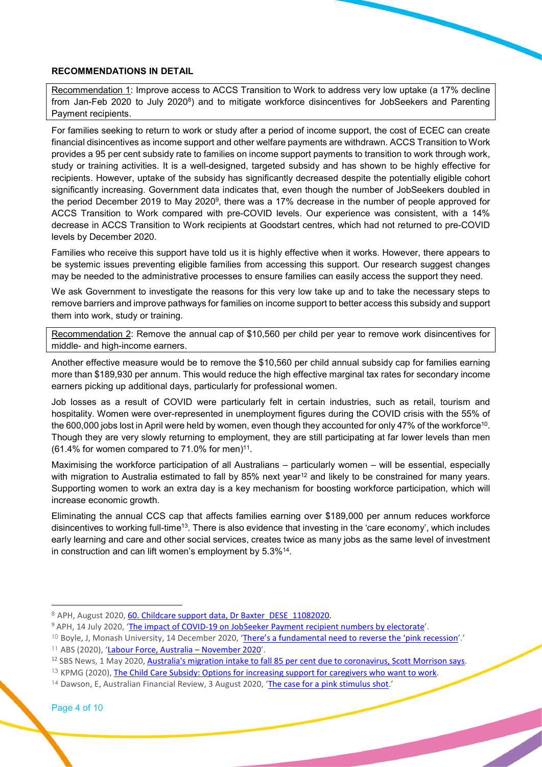**RECOMMENDATIONS IN DETAIL**

Recommendation 1: Improve access to ACCS Transition to Work to address very low uptake (a 17% decline from Jan-Feb 2020 to July 2020[8]) and to mitigate workforce disincentives for JobSeekers and Parenting Payment recipients.

For families seeking to return to work or study after a period of income support, the cost of ECEC can create financial disincentives as income support and other welfare payments are withdrawn. ACCS Transition to Work provides a 95 per cent subsidy rate to families on income support payments to transition to work through work, study or training activities. It is a well-designed, targeted subsidy and has shown to be highly effective for recipients. However, uptake of the subsidy has significantly decreased despite the potentially eligible cohort significantly increasing. Government data indicates that, even though the number of JobSeekers doubled in the period December 2019 to May 2020[9], there was a 17% decrease in the number of people approved for ACCS Transition to Work compared with pre-COVID levels. Our experience was consistent, with a 14% decrease in ACCS Transition to Work recipients at Goodstart centres, which had not returned to pre-COVID levels by December 2020.

Families who receive this support have told us it is highly effective when it works. However, there appears to be systemic issues preventing eligible families from accessing this support. Our research suggest changes may be needed to the administrative processes to ensure families can easily access the support they need.

We ask Government to investigate the reasons for this very low take up and to take the necessary steps to remove barriers and improve pathways for families on income support to better access this subsidy and support them into work, study or training.

Recommendation 2: Remove the annual cap of $10,560 per child per year to remove work disincentives for middle- and high-income earners.

Another effective measure would be to remove the $10,560 per child annual subsidy cap for families earning more than $189,930 per annum. This would reduce the high effective marginal tax rates for secondary income earners picking up additional days, particularly for professional women.

Job losses as a result of COVID were particularly felt in certain industries, such as retail, tourism and hospitality. Women were over-represented in unemployment figures during the COVID crisis with the 55% of the 600,000 jobs lost in April were held by women, even though they accounted for only 47% of the workforce[10]. Though they are very slowly returning to employment, they are still participating at far lower levels than men (61.4% for women compared to 71.0% for men)[11].

Maximising the workforce participation of all Australians – particularly women – will be essential, especially with migration to Australia estimated to fall by 85% next year[12] and likely to be constrained for many years. Supporting women to work an extra day is a key mechanism for boosting workforce participation, which will increase economic growth.

Eliminating the annual CCS cap that affects families earning over $189,000 per annum reduces workforce disincentives to working full-time[13]. There is also evidence that investing in the 'care economy', which includes early learning and care and other social services, creates twice as many jobs as the same level of investment in construction and can lift women's employment by 5.3%[14].

---

[8] APH, August 2020, 60. Childcare support data, Dr Baxter DESE 11082020.

[9] APH, 14 July 2020, 'The impact of COVID-19 on JobSeeker Payment recipient numbers by electorate'.

[10] Boyle, J, Monash University, 14 December 2020, 'There's a fundamental need to reverse the 'pink recession'.'

[11] ABS (2020), 'Labour Force, Australia – November 2020'.

[12] SBS News, 1 May 2020, Australia's migration intake to fall 85 per cent due to coronavirus, Scott Morrison says.

[13] KPMG (2020), The Child Care Subsidy: Options for increasing support for caregivers who want to work.

[14] Dawson, E, Australian Financial Review, 3 August 2020, 'The case for a pink stimulus shot.'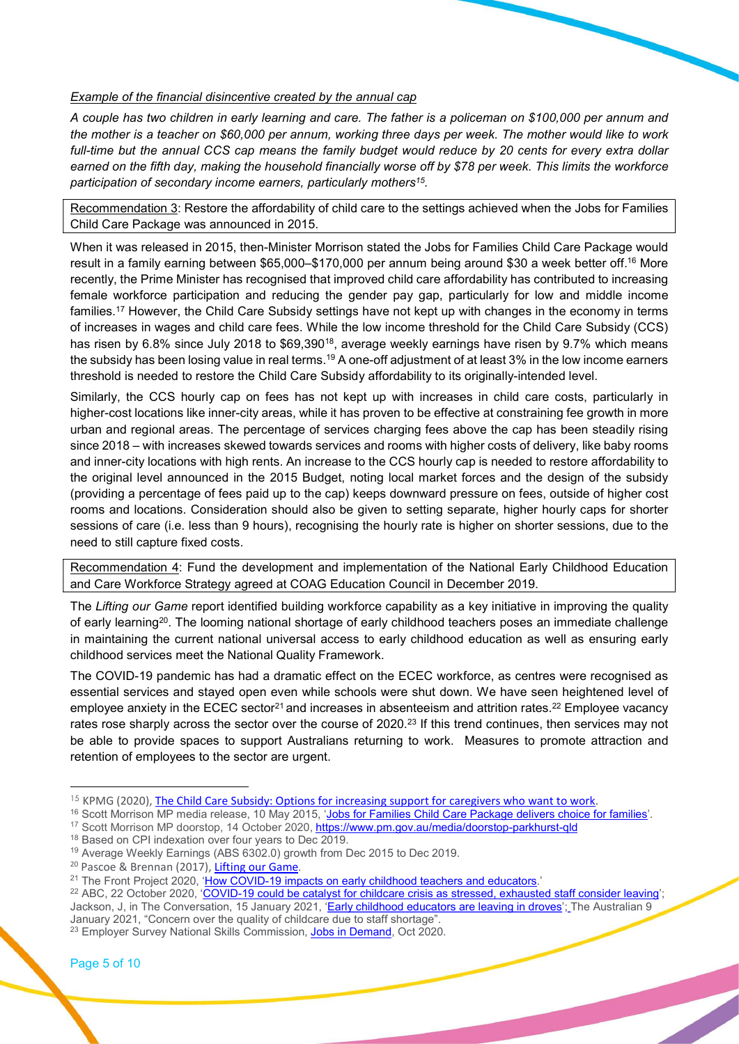*<u>Example of the financial disincentive created by the annual cap</u>*

*A couple has two children in early learning and care. The father is a policeman on $100,000 per annum and the mother is a teacher on $60,000 per annum, working three days per week. The mother would like to work full-time but the annual CCS cap means the family budget would reduce by 20 cents for every extra dollar earned on the fifth day, making the household financially worse off by $78 per week. This limits the workforce participation of secondary income earners, particularly mothers[15].*

<u>Recommendation 3</u>: Restore the affordability of child care to the settings achieved when the Jobs for Families Child Care Package was announced in 2015.

When it was released in 2015, then-Minister Morrison stated the Jobs for Families Child Care Package would result in a family earning between $65,000–$170,000 per annum being around $30 a week better off.[16] More recently, the Prime Minister has recognised that improved child care affordability has contributed to increasing female workforce participation and reducing the gender pay gap, particularly for low and middle income families.[17] However, the Child Care Subsidy settings have not kept up with changes in the economy in terms of increases in wages and child care fees. While the low income threshold for the Child Care Subsidy (CCS) has risen by 6.8% since July 2018 to $69,390[18], average weekly earnings have risen by 9.7% which means the subsidy has been losing value in real terms.[19] A one-off adjustment of at least 3% in the low income earners threshold is needed to restore the Child Care Subsidy affordability to its originally-intended level.

Similarly, the CCS hourly cap on fees has not kept up with increases in child care costs, particularly in higher-cost locations like inner-city areas, while it has proven to be effective at constraining fee growth in more urban and regional areas. The percentage of services charging fees above the cap has been steadily rising since 2018 – with increases skewed towards services and rooms with higher costs of delivery, like baby rooms and inner-city locations with high rents. An increase to the CCS hourly cap is needed to restore affordability to the original level announced in the 2015 Budget, noting local market forces and the design of the subsidy (providing a percentage of fees paid up to the cap) keeps downward pressure on fees, outside of higher cost rooms and locations. Consideration should also be given to setting separate, higher hourly caps for shorter sessions of care (i.e. less than 9 hours), recognising the hourly rate is higher on shorter sessions, due to the need to still capture fixed costs.

<u>Recommendation 4</u>: Fund the development and implementation of the National Early Childhood Education and Care Workforce Strategy agreed at COAG Education Council in December 2019.

The *Lifting our Game* report identified building workforce capability as a key initiative in improving the quality of early learning[20]. The looming national shortage of early childhood teachers poses an immediate challenge in maintaining the current national universal access to early childhood education as well as ensuring early childhood services meet the National Quality Framework.

The COVID-19 pandemic has had a dramatic effect on the ECEC workforce, as centres were recognised as essential services and stayed open even while schools were shut down. We have seen heightened level of employee anxiety in the ECEC sector[21] and increases in absenteeism and attrition rates.[22] Employee vacancy rates rose sharply across the sector over the course of 2020.[23] If this trend continues, then services may not be able to provide spaces to support Australians returning to work. Measures to promote attraction and retention of employees to the sector are urgent.

---

[15] KPMG (2020), The Child Care Subsidy: Options for increasing support for caregivers who want to work.

[16] Scott Morrison MP media release, 10 May 2015, 'Jobs for Families Child Care Package delivers choice for families'.

[17] Scott Morrison MP doorstop, 14 October 2020, https://www.pm.gov.au/media/doorstop-parkhurst-qld

[18] Based on CPI indexation over four years to Dec 2019.

[19] Average Weekly Earnings (ABS 6302.0) growth from Dec 2015 to Dec 2019.

[20] Pascoe & Brennan (2017), Lifting our Game.

[21] The Front Project 2020, 'How COVID-19 impacts on early childhood teachers and educators.'

[22] ABC, 22 October 2020, 'COVID-19 could be catalyst for childcare crisis as stressed, exhausted staff consider leaving'; Jackson, J, in The Conversation, 15 January 2021, 'Early childhood educators are leaving in droves'; The Australian 9 January 2021, "Concern over the quality of childcare due to staff shortage".

[23] Employer Survey National Skills Commission, Jobs in Demand, Oct 2020.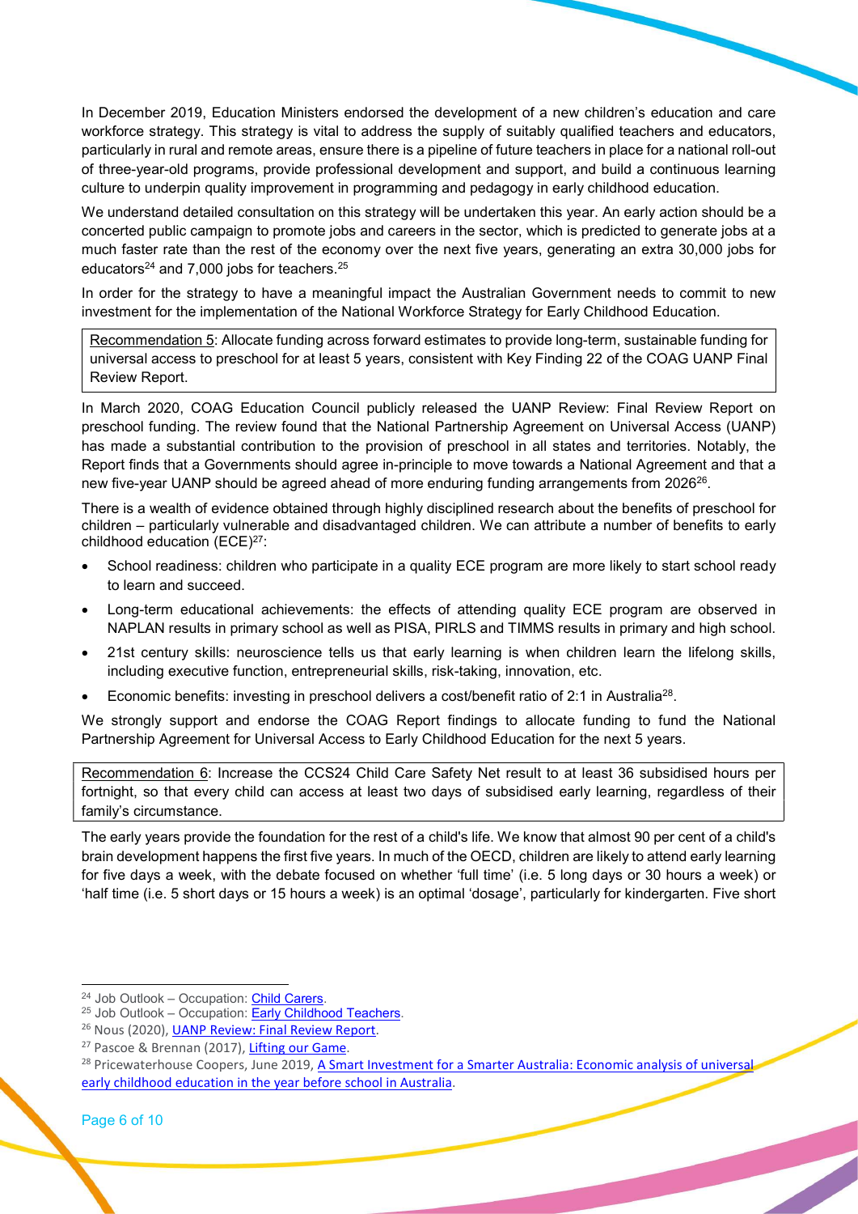In December 2019, Education Ministers endorsed the development of a new children's education and care workforce strategy. This strategy is vital to address the supply of suitably qualified teachers and educators, particularly in rural and remote areas, ensure there is a pipeline of future teachers in place for a national roll-out of three-year-old programs, provide professional development and support, and build a continuous learning culture to underpin quality improvement in programming and pedagogy in early childhood education.

We understand detailed consultation on this strategy will be undertaken this year. An early action should be a concerted public campaign to promote jobs and careers in the sector, which is predicted to generate jobs at a much faster rate than the rest of the economy over the next five years, generating an extra 30,000 jobs for educators[24] and 7,000 jobs for teachers.[25]

In order for the strategy to have a meaningful impact the Australian Government needs to commit to new investment for the implementation of the National Workforce Strategy for Early Childhood Education.

> Recommendation 5: Allocate funding across forward estimates to provide long-term, sustainable funding for universal access to preschool for at least 5 years, consistent with Key Finding 22 of the COAG UANP Final Review Report.

In March 2020, COAG Education Council publicly released the UANP Review: Final Review Report on preschool funding. The review found that the National Partnership Agreement on Universal Access (UANP) has made a substantial contribution to the provision of preschool in all states and territories. Notably, the Report finds that a Governments should agree in-principle to move towards a National Agreement and that a new five-year UANP should be agreed ahead of more enduring funding arrangements from 2026[26].

There is a wealth of evidence obtained through highly disciplined research about the benefits of preschool for children – particularly vulnerable and disadvantaged children. We can attribute a number of benefits to early childhood education (ECE)[27]:

- School readiness: children who participate in a quality ECE program are more likely to start school ready to learn and succeed.
- Long-term educational achievements: the effects of attending quality ECE program are observed in NAPLAN results in primary school as well as PISA, PIRLS and TIMMS results in primary and high school.
- 21st century skills: neuroscience tells us that early learning is when children learn the lifelong skills, including executive function, entrepreneurial skills, risk-taking, innovation, etc.
- Economic benefits: investing in preschool delivers a cost/benefit ratio of 2:1 in Australia[28].

We strongly support and endorse the COAG Report findings to allocate funding to fund the National Partnership Agreement for Universal Access to Early Childhood Education for the next 5 years.

> Recommendation 6: Increase the CCS24 Child Care Safety Net result to at least 36 subsidised hours per fortnight, so that every child can access at least two days of subsidised early learning, regardless of their family's circumstance.

The early years provide the foundation for the rest of a child's life. We know that almost 90 per cent of a child's brain development happens the first five years. In much of the OECD, children are likely to attend early learning for five days a week, with the debate focused on whether 'full time' (i.e. 5 long days or 30 hours a week) or 'half time (i.e. 5 short days or 15 hours a week) is an optimal 'dosage', particularly for kindergarten. Five short

---

[24] Job Outlook – Occupation: Child Carers.

[25] Job Outlook – Occupation: Early Childhood Teachers.

[26] Nous (2020), UANP Review: Final Review Report.

[27] Pascoe & Brennan (2017), Lifting our Game.

[28] Pricewaterhouse Coopers, June 2019, A Smart Investment for a Smarter Australia: Economic analysis of universal early childhood education in the year before school in Australia.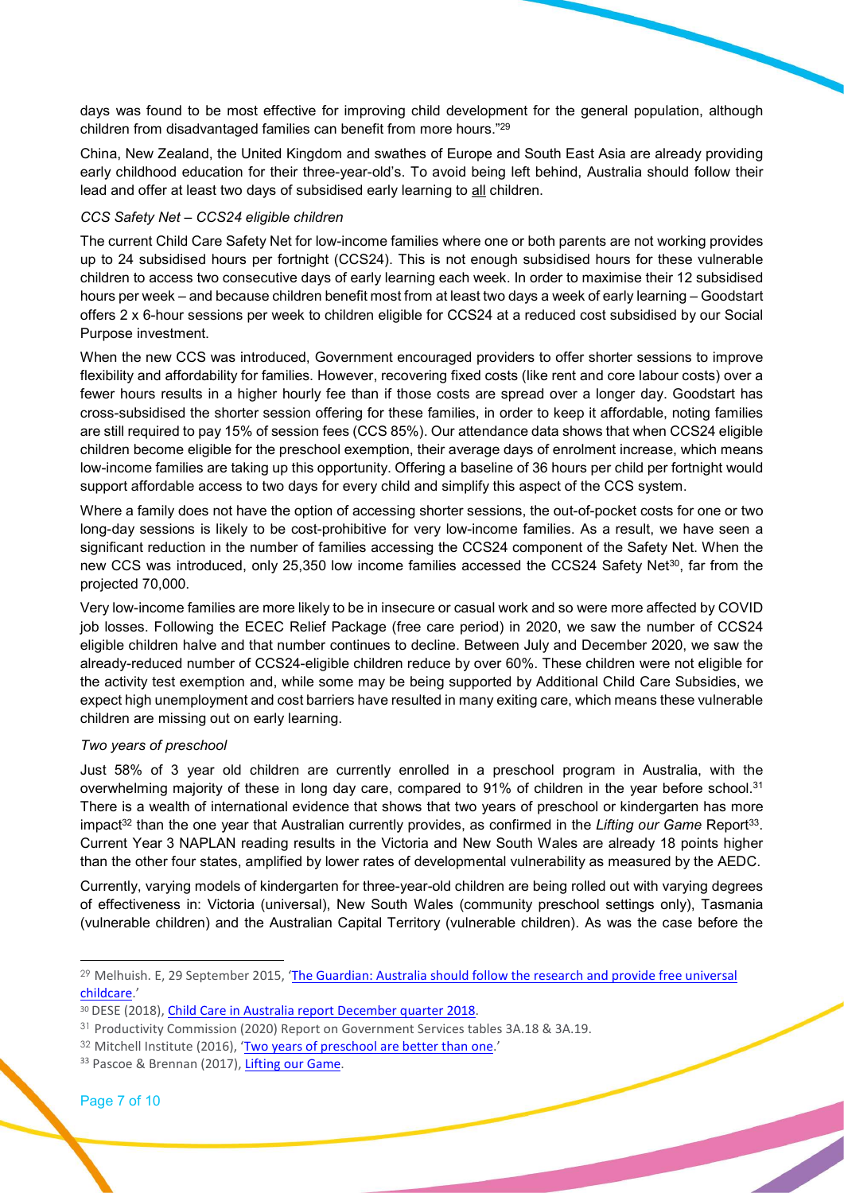days was found to be most effective for improving child development for the general population, although children from disadvantaged families can benefit from more hours."[29]

China, New Zealand, the United Kingdom and swathes of Europe and South East Asia are already providing early childhood education for their three-year-old's. To avoid being left behind, Australia should follow their lead and offer at least two days of subsidised early learning to <u>all</u> children.

*CCS Safety Net – CCS24 eligible children*

The current Child Care Safety Net for low-income families where one or both parents are not working provides up to 24 subsidised hours per fortnight (CCS24). This is not enough subsidised hours for these vulnerable children to access two consecutive days of early learning each week. In order to maximise their 12 subsidised hours per week – and because children benefit most from at least two days a week of early learning – Goodstart offers 2 x 6-hour sessions per week to children eligible for CCS24 at a reduced cost subsidised by our Social Purpose investment.

When the new CCS was introduced, Government encouraged providers to offer shorter sessions to improve flexibility and affordability for families. However, recovering fixed costs (like rent and core labour costs) over a fewer hours results in a higher hourly fee than if those costs are spread over a longer day. Goodstart has cross-subsidised the shorter session offering for these families, in order to keep it affordable, noting families are still required to pay 15% of session fees (CCS 85%). Our attendance data shows that when CCS24 eligible children become eligible for the preschool exemption, their average days of enrolment increase, which means low-income families are taking up this opportunity. Offering a baseline of 36 hours per child per fortnight would support affordable access to two days for every child and simplify this aspect of the CCS system.

Where a family does not have the option of accessing shorter sessions, the out-of-pocket costs for one or two long-day sessions is likely to be cost-prohibitive for very low-income families. As a result, we have seen a significant reduction in the number of families accessing the CCS24 component of the Safety Net. When the new CCS was introduced, only 25,350 low income families accessed the CCS24 Safety Net[30], far from the projected 70,000.

Very low-income families are more likely to be in insecure or casual work and so were more affected by COVID job losses. Following the ECEC Relief Package (free care period) in 2020, we saw the number of CCS24 eligible children halve and that number continues to decline. Between July and December 2020, we saw the already-reduced number of CCS24-eligible children reduce by over 60%. These children were not eligible for the activity test exemption and, while some may be being supported by Additional Child Care Subsidies, we expect high unemployment and cost barriers have resulted in many exiting care, which means these vulnerable children are missing out on early learning.

*Two years of preschool*

Just 58% of 3 year old children are currently enrolled in a preschool program in Australia, with the overwhelming majority of these in long day care, compared to 91% of children in the year before school.[31] There is a wealth of international evidence that shows that two years of preschool or kindergarten has more impact[32] than the one year that Australian currently provides, as confirmed in the *Lifting our Game* Report[33]. Current Year 3 NAPLAN reading results in the Victoria and New South Wales are already 18 points higher than the other four states, amplified by lower rates of developmental vulnerability as measured by the AEDC.

Currently, varying models of kindergarten for three-year-old children are being rolled out with varying degrees of effectiveness in: Victoria (universal), New South Wales (community preschool settings only), Tasmania (vulnerable children) and the Australian Capital Territory (vulnerable children). As was the case before the

---

[29] Melhuish. E, 29 September 2015, 'The Guardian: Australia should follow the research and provide free universal childcare.'

[30] DESE (2018), Child Care in Australia report December quarter 2018.

[31] Productivity Commission (2020) Report on Government Services tables 3A.18 & 3A.19.

[32] Mitchell Institute (2016), 'Two years of preschool are better than one.'

[33] Pascoe & Brennan (2017), Lifting our Game.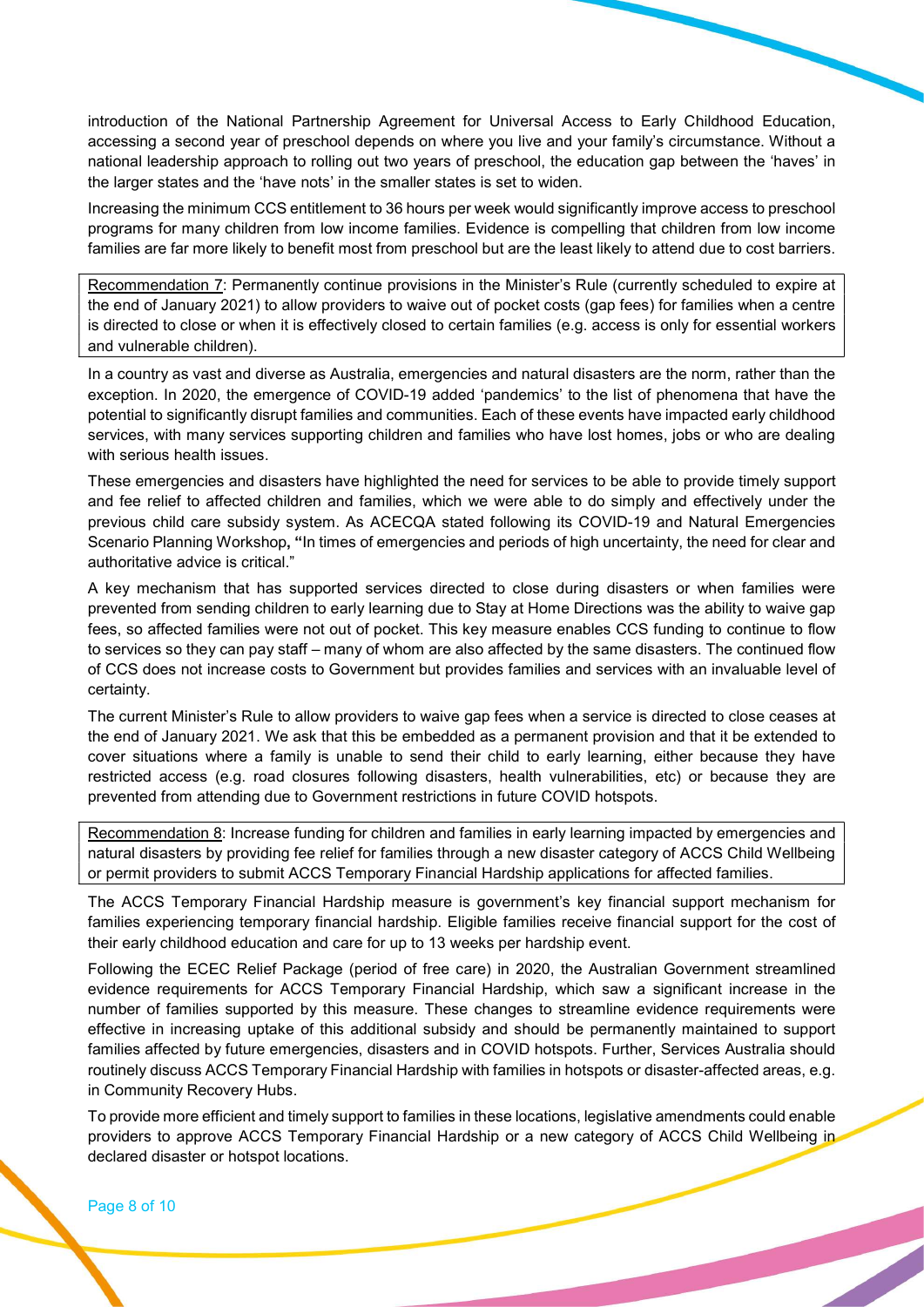introduction of the National Partnership Agreement for Universal Access to Early Childhood Education, accessing a second year of preschool depends on where you live and your family's circumstance. Without a national leadership approach to rolling out two years of preschool, the education gap between the 'haves' in the larger states and the 'have nots' in the smaller states is set to widen.

Increasing the minimum CCS entitlement to 36 hours per week would significantly improve access to preschool programs for many children from low income families. Evidence is compelling that children from low income families are far more likely to benefit most from preschool but are the least likely to attend due to cost barriers.

> Recommendation 7: Permanently continue provisions in the Minister's Rule (currently scheduled to expire at the end of January 2021) to allow providers to waive out of pocket costs (gap fees) for families when a centre is directed to close or when it is effectively closed to certain families (e.g. access is only for essential workers and vulnerable children).

In a country as vast and diverse as Australia, emergencies and natural disasters are the norm, rather than the exception. In 2020, the emergence of COVID-19 added 'pandemics' to the list of phenomena that have the potential to significantly disrupt families and communities. Each of these events have impacted early childhood services, with many services supporting children and families who have lost homes, jobs or who are dealing with serious health issues.

These emergencies and disasters have highlighted the need for services to be able to provide timely support and fee relief to affected children and families, which we were able to do simply and effectively under the previous child care subsidy system. As ACECQA stated following its COVID-19 and Natural Emergencies Scenario Planning Workshop**, "**In times of emergencies and periods of high uncertainty, the need for clear and authoritative advice is critical."

A key mechanism that has supported services directed to close during disasters or when families were prevented from sending children to early learning due to Stay at Home Directions was the ability to waive gap fees, so affected families were not out of pocket. This key measure enables CCS funding to continue to flow to services so they can pay staff – many of whom are also affected by the same disasters. The continued flow of CCS does not increase costs to Government but provides families and services with an invaluable level of certainty.

The current Minister's Rule to allow providers to waive gap fees when a service is directed to close ceases at the end of January 2021. We ask that this be embedded as a permanent provision and that it be extended to cover situations where a family is unable to send their child to early learning, either because they have restricted access (e.g. road closures following disasters, health vulnerabilities, etc) or because they are prevented from attending due to Government restrictions in future COVID hotspots.

> Recommendation 8: Increase funding for children and families in early learning impacted by emergencies and natural disasters by providing fee relief for families through a new disaster category of ACCS Child Wellbeing or permit providers to submit ACCS Temporary Financial Hardship applications for affected families.

The ACCS Temporary Financial Hardship measure is government's key financial support mechanism for families experiencing temporary financial hardship. Eligible families receive financial support for the cost of their early childhood education and care for up to 13 weeks per hardship event.

Following the ECEC Relief Package (period of free care) in 2020, the Australian Government streamlined evidence requirements for ACCS Temporary Financial Hardship, which saw a significant increase in the number of families supported by this measure. These changes to streamline evidence requirements were effective in increasing uptake of this additional subsidy and should be permanently maintained to support families affected by future emergencies, disasters and in COVID hotspots. Further, Services Australia should routinely discuss ACCS Temporary Financial Hardship with families in hotspots or disaster-affected areas, e.g. in Community Recovery Hubs.

To provide more efficient and timely support to families in these locations, legislative amendments could enable providers to approve ACCS Temporary Financial Hardship or a new category of ACCS Child Wellbeing in declared disaster or hotspot locations.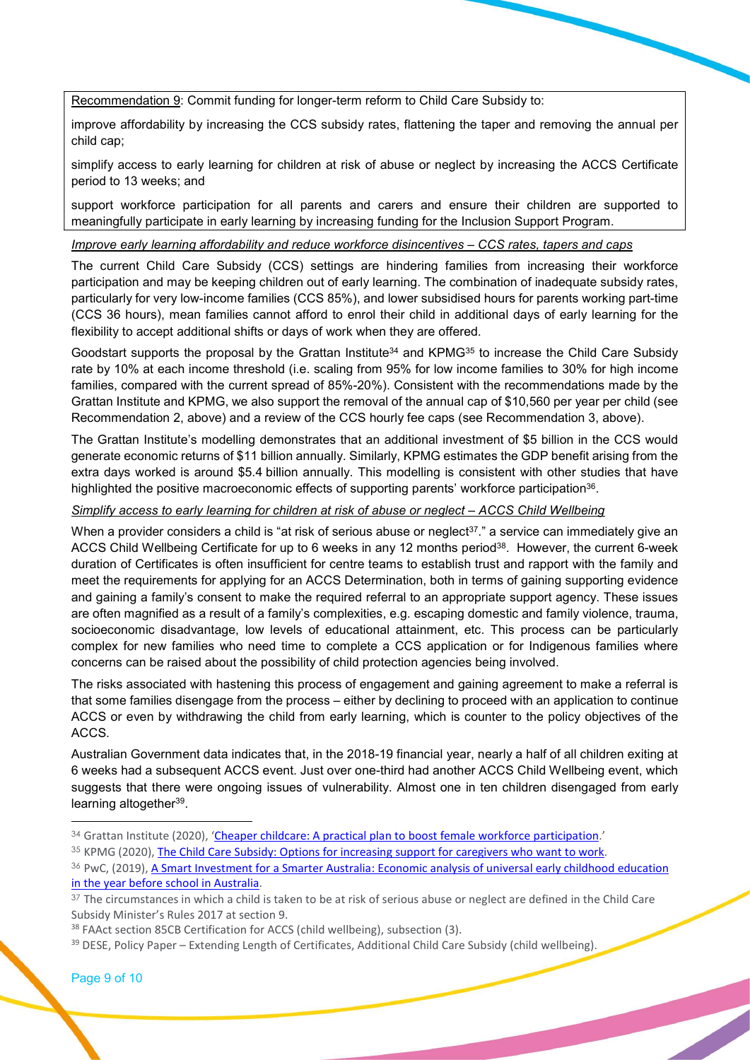Recommendation 9: Commit funding for longer-term reform to Child Care Subsidy to:

improve affordability by increasing the CCS subsidy rates, flattening the taper and removing the annual per child cap;

simplify access to early learning for children at risk of abuse or neglect by increasing the ACCS Certificate period to 13 weeks; and

support workforce participation for all parents and carers and ensure their children are supported to meaningfully participate in early learning by increasing funding for the Inclusion Support Program.

*Improve early learning affordability and reduce workforce disincentives – CCS rates, tapers and caps*

The current Child Care Subsidy (CCS) settings are hindering families from increasing their workforce participation and may be keeping children out of early learning. The combination of inadequate subsidy rates, particularly for very low-income families (CCS 85%), and lower subsidised hours for parents working part-time (CCS 36 hours), mean families cannot afford to enrol their child in additional days of early learning for the flexibility to accept additional shifts or days of work when they are offered.

Goodstart supports the proposal by the Grattan Institute[34] and KPMG[35] to increase the Child Care Subsidy rate by 10% at each income threshold (i.e. scaling from 95% for low income families to 30% for high income families, compared with the current spread of 85%-20%). Consistent with the recommendations made by the Grattan Institute and KPMG, we also support the removal of the annual cap of $10,560 per year per child (see Recommendation 2, above) and a review of the CCS hourly fee caps (see Recommendation 3, above).

The Grattan Institute's modelling demonstrates that an additional investment of $5 billion in the CCS would generate economic returns of $11 billion annually. Similarly, KPMG estimates the GDP benefit arising from the extra days worked is around $5.4 billion annually. This modelling is consistent with other studies that have highlighted the positive macroeconomic effects of supporting parents' workforce participation[36].

*Simplify access to early learning for children at risk of abuse or neglect – ACCS Child Wellbeing*

When a provider considers a child is "at risk of serious abuse or neglect[37]." a service can immediately give an ACCS Child Wellbeing Certificate for up to 6 weeks in any 12 months period[38]. However, the current 6-week duration of Certificates is often insufficient for centre teams to establish trust and rapport with the family and meet the requirements for applying for an ACCS Determination, both in terms of gaining supporting evidence and gaining a family's consent to make the required referral to an appropriate support agency. These issues are often magnified as a result of a family's complexities, e.g. escaping domestic and family violence, trauma, socioeconomic disadvantage, low levels of educational attainment, etc. This process can be particularly complex for new families who need time to complete a CCS application or for Indigenous families where concerns can be raised about the possibility of child protection agencies being involved.

The risks associated with hastening this process of engagement and gaining agreement to make a referral is that some families disengage from the process – either by declining to proceed with an application to continue ACCS or even by withdrawing the child from early learning, which is counter to the policy objectives of the ACCS.

Australian Government data indicates that, in the 2018-19 financial year, nearly a half of all children exiting at 6 weeks had a subsequent ACCS event. Just over one-third had another ACCS Child Wellbeing event, which suggests that there were ongoing issues of vulnerability. Almost one in ten children disengaged from early learning altogether[39].

---

[34] Grattan Institute (2020), 'Cheaper childcare: A practical plan to boost female workforce participation.'

[35] KPMG (2020), The Child Care Subsidy: Options for increasing support for caregivers who want to work.

[36] PwC, (2019), A Smart Investment for a Smarter Australia: Economic analysis of universal early childhood education in the year before school in Australia.

[37] The circumstances in which a child is taken to be at risk of serious abuse or neglect are defined in the Child Care Subsidy Minister's Rules 2017 at section 9.

[38] FAAct section 85CB Certification for ACCS (child wellbeing), subsection (3).

[39] DESE, Policy Paper – Extending Length of Certificates, Additional Child Care Subsidy (child wellbeing).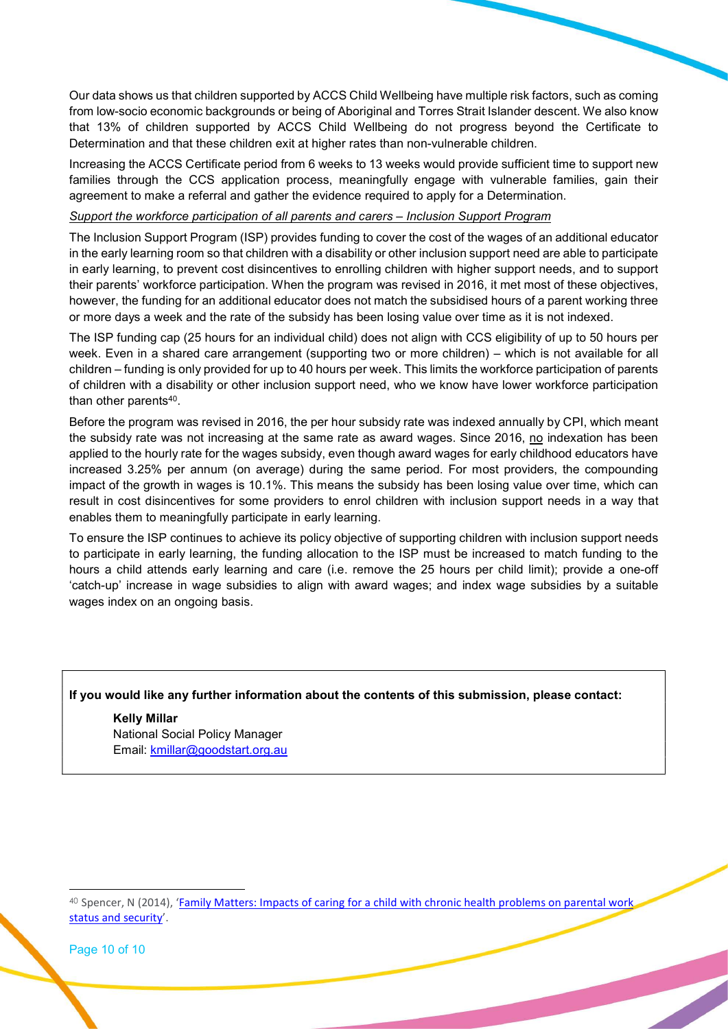Our data shows us that children supported by ACCS Child Wellbeing have multiple risk factors, such as coming from low-socio economic backgrounds or being of Aboriginal and Torres Strait Islander descent. We also know that 13% of children supported by ACCS Child Wellbeing do not progress beyond the Certificate to Determination and that these children exit at higher rates than non-vulnerable children.

Increasing the ACCS Certificate period from 6 weeks to 13 weeks would provide sufficient time to support new families through the CCS application process, meaningfully engage with vulnerable families, gain their agreement to make a referral and gather the evidence required to apply for a Determination.

*Support the workforce participation of all parents and carers – Inclusion Support Program*

The Inclusion Support Program (ISP) provides funding to cover the cost of the wages of an additional educator in the early learning room so that children with a disability or other inclusion support need are able to participate in early learning, to prevent cost disincentives to enrolling children with higher support needs, and to support their parents' workforce participation. When the program was revised in 2016, it met most of these objectives, however, the funding for an additional educator does not match the subsidised hours of a parent working three or more days a week and the rate of the subsidy has been losing value over time as it is not indexed.

The ISP funding cap (25 hours for an individual child) does not align with CCS eligibility of up to 50 hours per week. Even in a shared care arrangement (supporting two or more children) – which is not available for all children – funding is only provided for up to 40 hours per week. This limits the workforce participation of parents of children with a disability or other inclusion support need, who we know have lower workforce participation than other parents[40].

Before the program was revised in 2016, the per hour subsidy rate was indexed annually by CPI, which meant the subsidy rate was not increasing at the same rate as award wages. Since 2016, no indexation has been applied to the hourly rate for the wages subsidy, even though award wages for early childhood educators have increased 3.25% per annum (on average) during the same period. For most providers, the compounding impact of the growth in wages is 10.1%. This means the subsidy has been losing value over time, which can result in cost disincentives for some providers to enrol children with inclusion support needs in a way that enables them to meaningfully participate in early learning.

To ensure the ISP continues to achieve its policy objective of supporting children with inclusion support needs to participate in early learning, the funding allocation to the ISP must be increased to match funding to the hours a child attends early learning and care (i.e. remove the 25 hours per child limit); provide a one-off 'catch-up' increase in wage subsidies to align with award wages; and index wage subsidies by a suitable wages index on an ongoing basis.

**If you would like any further information about the contents of this submission, please contact:**

**Kelly Millar**
National Social Policy Manager
Email: kmillar@goodstart.org.au

[40] Spencer, N (2014), 'Family Matters: Impacts of caring for a child with chronic health problems on parental work status and security'.